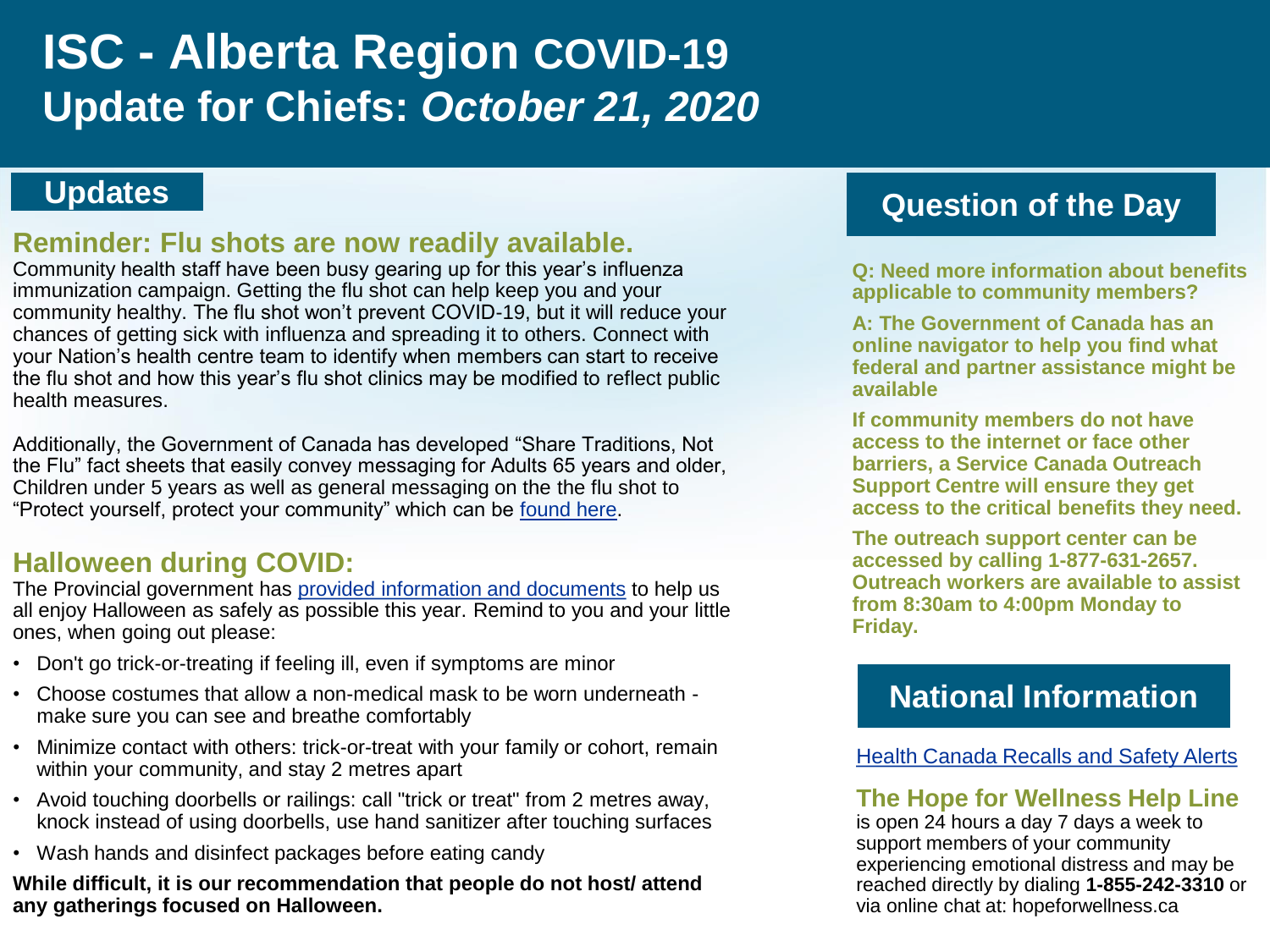# ISC - Alberta Region COVID-19 Update for Chiefs: *October 21, 2020*

## Updates

### Reminder: Flu shots are now readily available.

Community health staff have been busy gearing up for this year's influenza immunization campaign. Getting the flu shot can help keep you and your community healthy. The flu shot won't prevent COVID-19, but it will reduce your chances of getting sick with influenza and spreading it to others. Connect with your Nation's health centre team to identify when members can start to receive the flu shot and how this year's flu shot clinics may be modified to reflect public health measures.

Additionally, the Government of Canada has developed "Share Traditions, Not the Flu" fact sheets that easily convey messaging for Adults 65 years and older, Children under 5 years as well as general messaging on the the flu shot to "Protect yourself, protect your community" which can be found here.

### Halloween during COVID:

The Provincial government has provided information and documents to help us all enjoy Halloween as safely as possible this year. Remind to you and your little ones, when going out please:

- Don't go trick-or-treating if feeling ill, even if symptoms are minor
- Choose costumes that allow a non-medical mask to be worn underneath - make sure you can see and breathe comfortably
- Minimize contact with others: trick-or-treat with your family or cohort, remain within your community, and stay 2 metres apart
- Avoid touching doorbells or railings: call "trick or treat" from 2 metres away, knock instead of using doorbells, use hand sanitizer after touching surfaces
- Wash hands and disinfect packages before eating candy

**While difficult, it is our recommendation that people do not host/ attend any gatherings focused on Halloween.**

## Question of the Day

**Q: Need more information about benefits applicable to community members?**

**A: The Government of Canada has an online navigator to help you find what federal and partner assistance might be available**

**If community members do not have access to the internet or face other barriers, a Service Canada Outreach Support Centre will ensure they get access to the critical benefits they need.**

**The outreach support center can be accessed by calling 1-877-631-2657. Outreach workers are available to assist from 8:30am to 4:00pm Monday to Friday.**

## National Information

Health Canada Recalls and Safety Alerts

### The Hope for Wellness Help Line

is open 24 hours a day 7 days a week to support members of your community experiencing emotional distress and may be reached directly by dialing **1-855-242-3310** or via online chat at: hopeforwellness.ca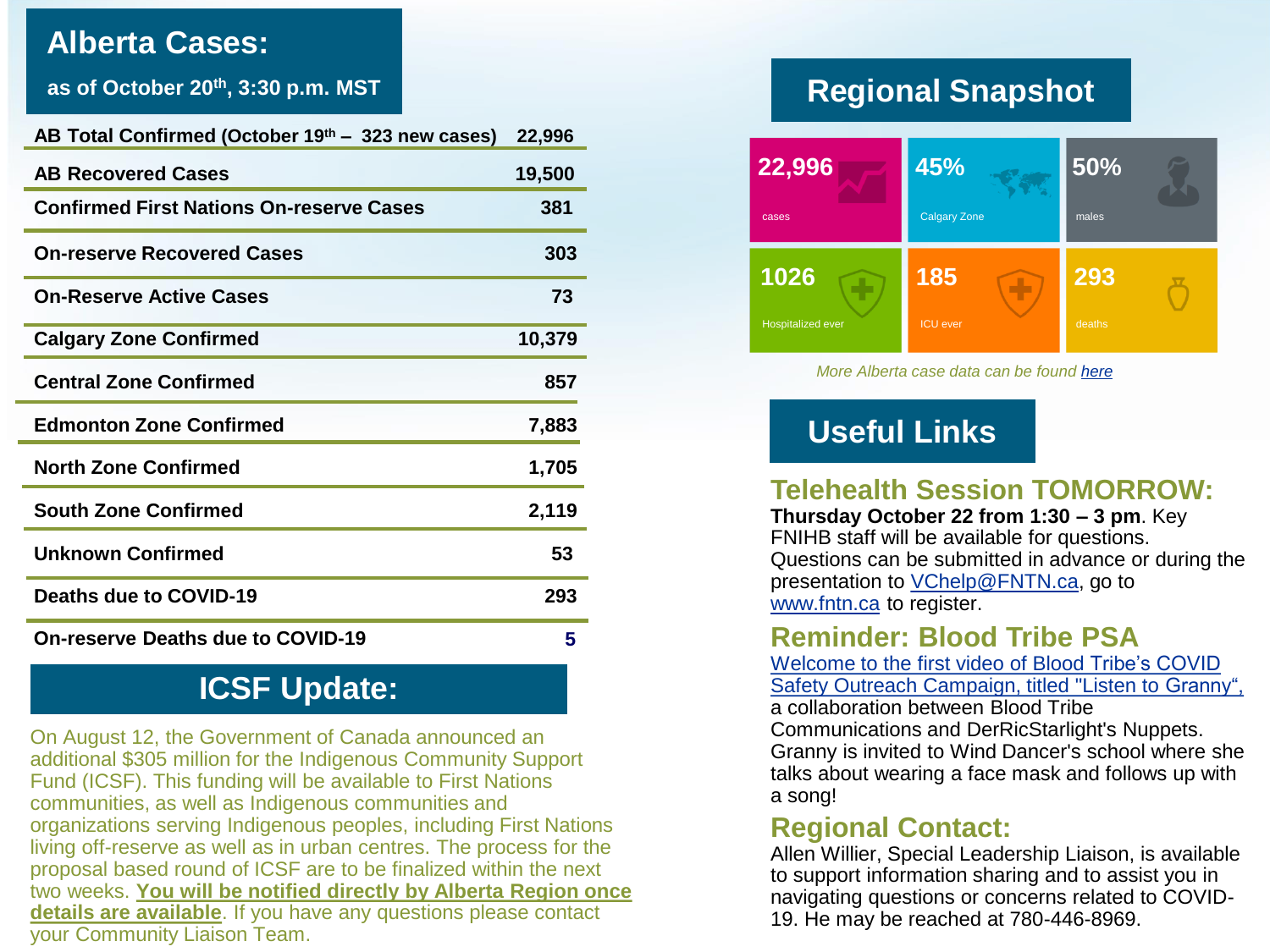# Alberta Cases:

**as of October 20th, 3:30 p.m. MST**

| | |
|---|---|
| AB Total Confirmed (October 19th – 323 new cases) | 22,996 |
| AB Recovered Cases | 19,500 |
| Confirmed First Nations On-reserve Cases | 381 |
| On-reserve Recovered Cases | 303 |
| On-Reserve Active Cases | 73 |
| Calgary Zone Confirmed | 10,379 |
| Central Zone Confirmed | 857 |
| Edmonton Zone Confirmed | 7,883 |
| North Zone Confirmed | 1,705 |
| South Zone Confirmed | 2,119 |
| Unknown Confirmed | 53 |
| Deaths due to COVID-19 | 293 |
| On-reserve Deaths due to COVID-19 | 5 |

# ICSF Update:

On August 12, the Government of Canada announced an additional $305 million for the Indigenous Community Support Fund (ICSF). This funding will be available to First Nations communities, as well as Indigenous communities and organizations serving Indigenous peoples, including First Nations living off-reserve as well as in urban centres. The process for the proposal based round of ICSF are to be finalized within the next two weeks. **You will be notified directly by Alberta Region once details are available**. If you have any questions please contact your Community Liaison Team.

# Regional Snapshot

22,996
cases

45%
Calgary Zone

50%
males

1026
Hospitalized ever

185
ICU ever

293
deaths

*More Alberta case data can be found here*

# Useful Links

## Telehealth Session TOMORROW:

**Thursday October 22 from 1:30 – 3 pm**. Key FNIHB staff will be available for questions. Questions can be submitted in advance or during the presentation to VChelp@FNTN.ca, go to www.fntn.ca to register.

## Reminder: Blood Tribe PSA

Welcome to the first video of Blood Tribe's COVID Safety Outreach Campaign, titled "Listen to Granny", a collaboration between Blood Tribe Communications and DerRicStarlight's Nuppets. Granny is invited to Wind Dancer's school where she talks about wearing a face mask and follows up with a song!

## Regional Contact:

Allen Willier, Special Leadership Liaison, is available to support information sharing and to assist you in navigating questions or concerns related to COVID-19. He may be reached at 780-446-8969.